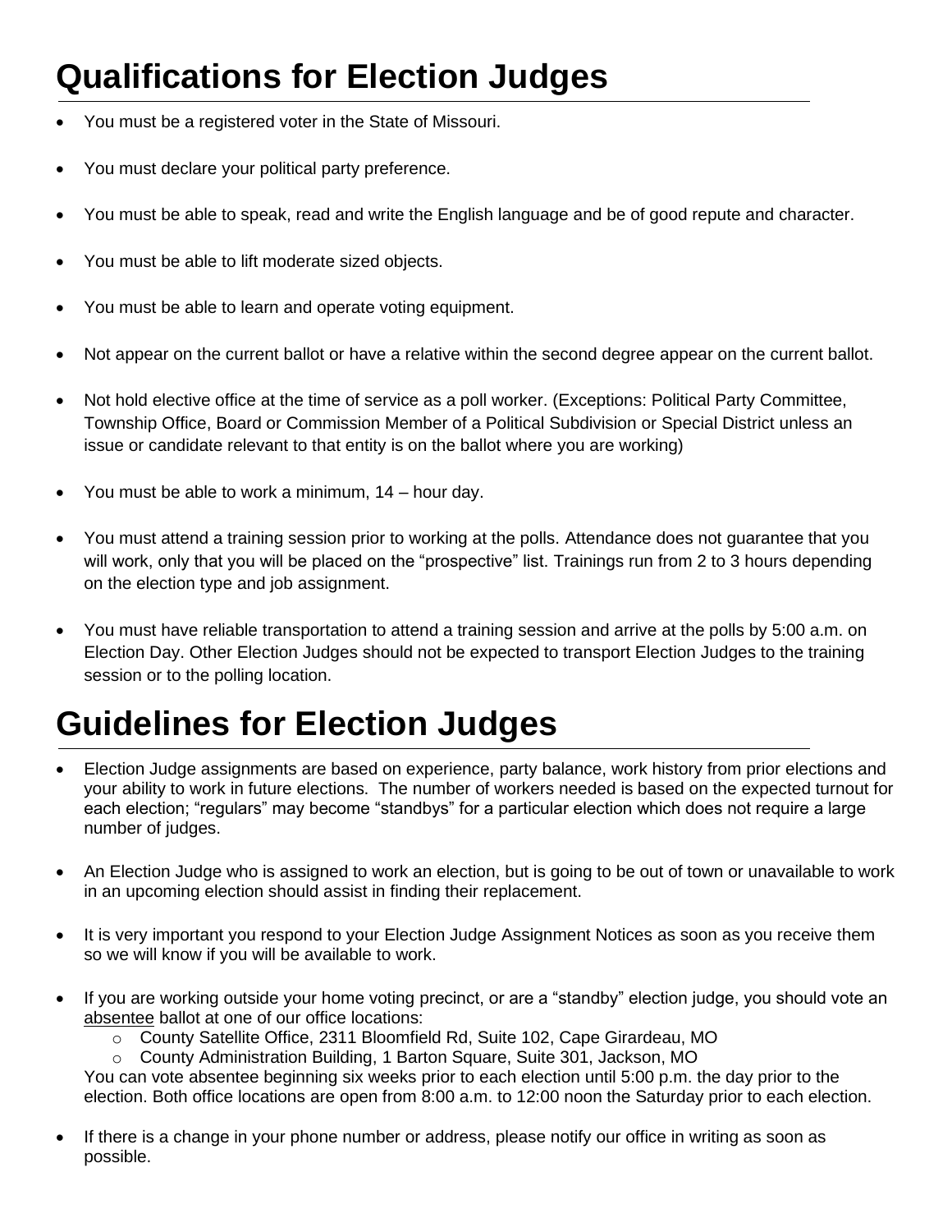# Qualifications for Election Judges

- You must be a registered voter in the State of Missouri.
- You must declare your political party preference.
- You must be able to speak, read and write the English language and be of good repute and character.
- You must be able to lift moderate sized objects.
- You must be able to learn and operate voting equipment.
- Not appear on the current ballot or have a relative within the second degree appear on the current ballot.
- Not hold elective office at the time of service as a poll worker. (Exceptions: Political Party Committee, Township Office, Board or Commission Member of a Political Subdivision or Special District unless an issue or candidate relevant to that entity is on the ballot where you are working)
- You must be able to work a minimum, 14 – hour day.
- You must attend a training session prior to working at the polls. Attendance does not guarantee that you will work, only that you will be placed on the "prospective" list. Trainings run from 2 to 3 hours depending on the election type and job assignment.
- You must have reliable transportation to attend a training session and arrive at the polls by 5:00 a.m. on Election Day. Other Election Judges should not be expected to transport Election Judges to the training session or to the polling location.

# Guidelines for Election Judges

- Election Judge assignments are based on experience, party balance, work history from prior elections and your ability to work in future elections. The number of workers needed is based on the expected turnout for each election; "regulars" may become "standbys" for a particular election which does not require a large number of judges.
- An Election Judge who is assigned to work an election, but is going to be out of town or unavailable to work in an upcoming election should assist in finding their replacement.
- It is very important you respond to your Election Judge Assignment Notices as soon as you receive them so we will know if you will be available to work.
- If you are working outside your home voting precinct, or are a "standby" election judge, you should vote an absentee ballot at one of our office locations:
  - County Satellite Office, 2311 Bloomfield Rd, Suite 102, Cape Girardeau, MO
  - County Administration Building, 1 Barton Square, Suite 301, Jackson, MO

  You can vote absentee beginning six weeks prior to each election until 5:00 p.m. the day prior to the election. Both office locations are open from 8:00 a.m. to 12:00 noon the Saturday prior to each election.
- If there is a change in your phone number or address, please notify our office in writing as soon as possible.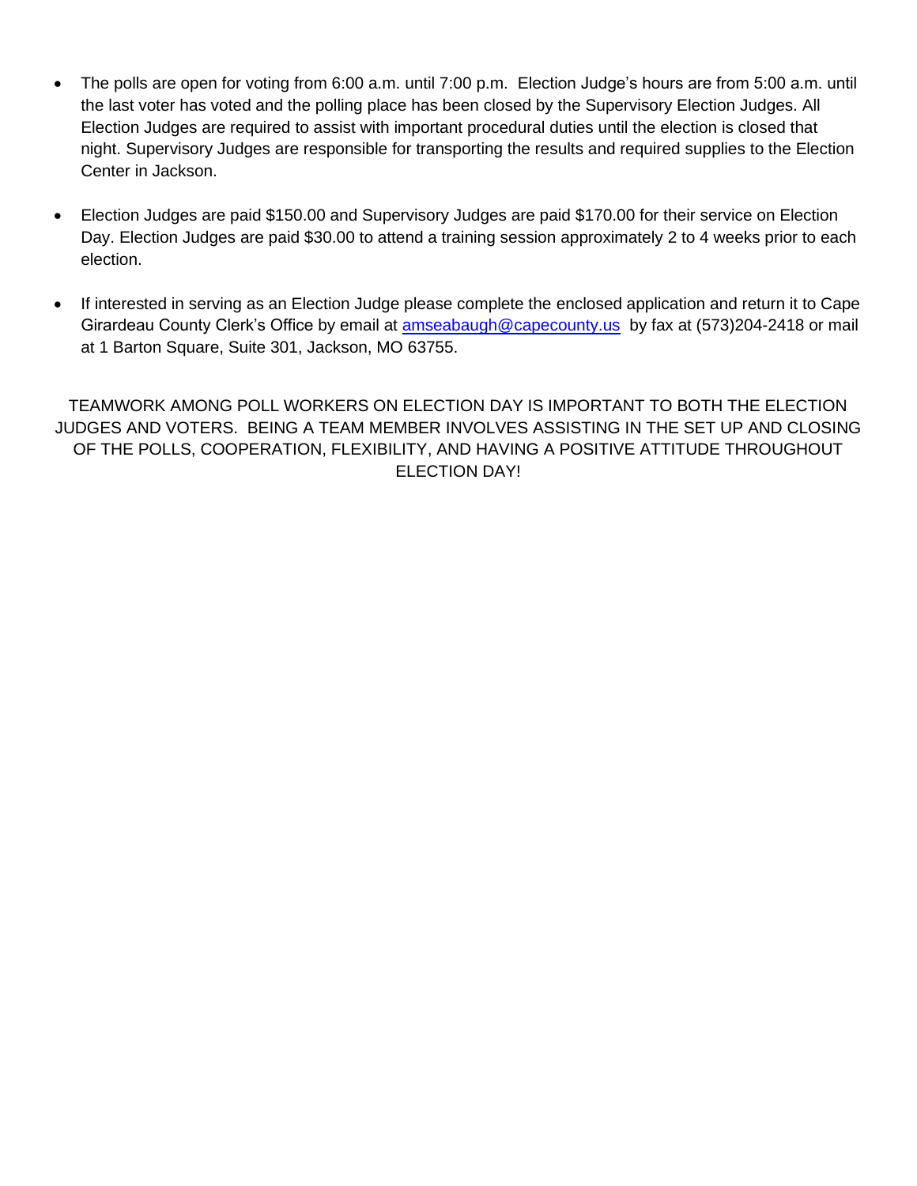- The polls are open for voting from 6:00 a.m. until 7:00 p.m. Election Judge's hours are from 5:00 a.m. until the last voter has voted and the polling place has been closed by the Supervisory Election Judges. All Election Judges are required to assist with important procedural duties until the election is closed that night. Supervisory Judges are responsible for transporting the results and required supplies to the Election Center in Jackson.

- Election Judges are paid $150.00 and Supervisory Judges are paid $170.00 for their service on Election Day. Election Judges are paid $30.00 to attend a training session approximately 2 to 4 weeks prior to each election.

- If interested in serving as an Election Judge please complete the enclosed application and return it to Cape Girardeau County Clerk's Office by email at amseabaugh@capecounty.us by fax at (573)204-2418 or mail at 1 Barton Square, Suite 301, Jackson, MO 63755.

TEAMWORK AMONG POLL WORKERS ON ELECTION DAY IS IMPORTANT TO BOTH THE ELECTION JUDGES AND VOTERS. BEING A TEAM MEMBER INVOLVES ASSISTING IN THE SET UP AND CLOSING OF THE POLLS, COOPERATION, FLEXIBILITY, AND HAVING A POSITIVE ATTITUDE THROUGHOUT ELECTION DAY!